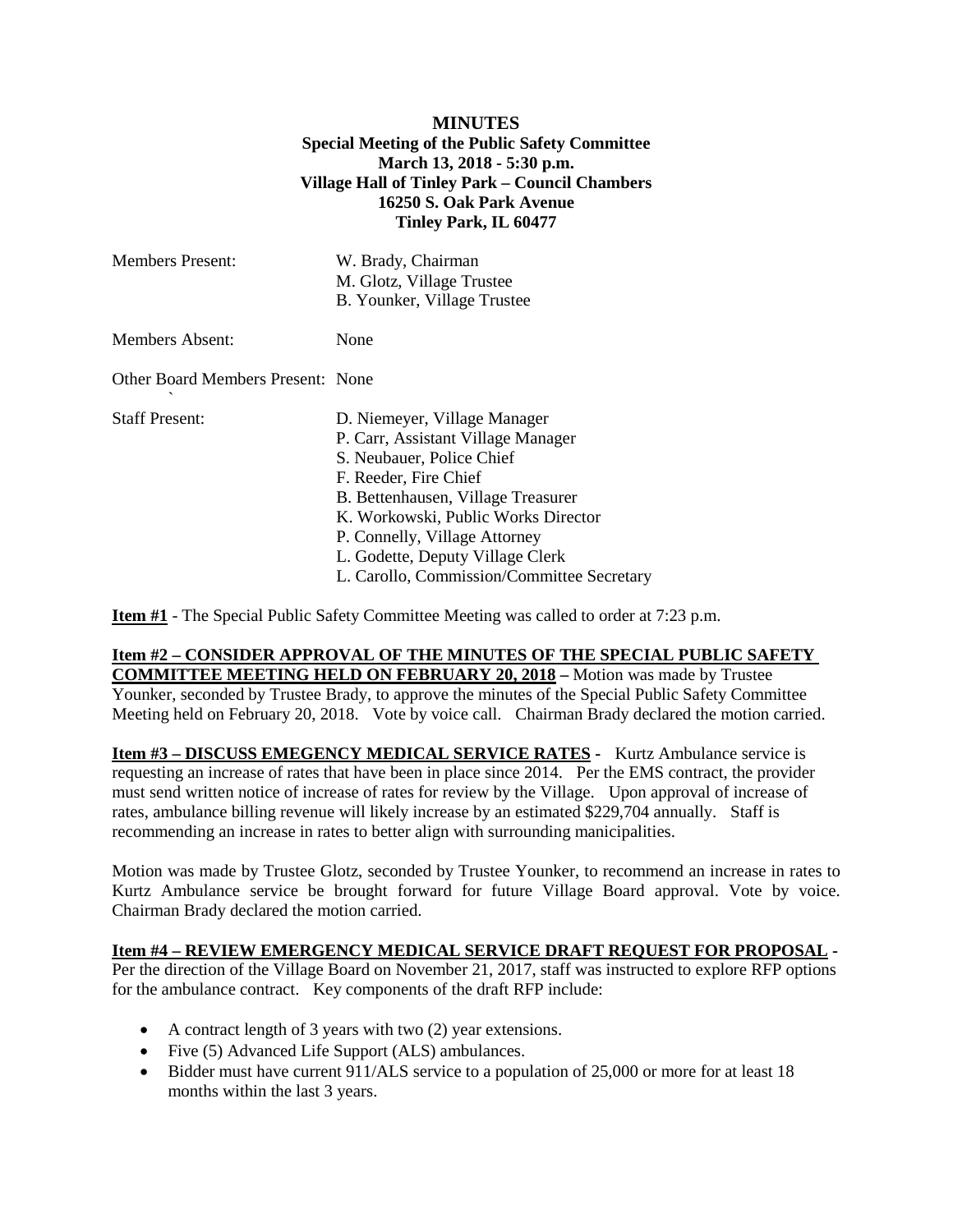**MINUTES**
**Special Meeting of the Public Safety Committee**
**March 13, 2018 - 5:30 p.m.**
**Village Hall of Tinley Park – Council Chambers**
**16250 S. Oak Park Avenue**
**Tinley Park, IL 60477**

Members Present: W. Brady, Chairman
M. Glotz, Village Trustee
B. Younker, Village Trustee

Members Absent: None

Other Board Members Present: None

Staff Present: D. Niemeyer, Village Manager
P. Carr, Assistant Village Manager
S. Neubauer, Police Chief
F. Reeder, Fire Chief
B. Bettenhausen, Village Treasurer
K. Workowski, Public Works Director
P. Connelly, Village Attorney
L. Godette, Deputy Village Clerk
L. Carollo, Commission/Committee Secretary

**Item #1** - The Special Public Safety Committee Meeting was called to order at 7:23 p.m.

**Item #2 – CONSIDER APPROVAL OF THE MINUTES OF THE SPECIAL PUBLIC SAFETY COMMITTEE MEETING HELD ON FEBRUARY 20, 2018 –** Motion was made by Trustee Younker, seconded by Trustee Brady, to approve the minutes of the Special Public Safety Committee Meeting held on February 20, 2018. Vote by voice call. Chairman Brady declared the motion carried.

**Item #3 – DISCUSS EMEGENCY MEDICAL SERVICE RATES -** Kurtz Ambulance service is requesting an increase of rates that have been in place since 2014. Per the EMS contract, the provider must send written notice of increase of rates for review by the Village. Upon approval of increase of rates, ambulance billing revenue will likely increase by an estimated $229,704 annually. Staff is recommending an increase in rates to better align with surrounding manicipalities.

Motion was made by Trustee Glotz, seconded by Trustee Younker, to recommend an increase in rates to Kurtz Ambulance service be brought forward for future Village Board approval. Vote by voice. Chairman Brady declared the motion carried.

**Item #4 – REVIEW EMERGENCY MEDICAL SERVICE DRAFT REQUEST FOR PROPOSAL -** Per the direction of the Village Board on November 21, 2017, staff was instructed to explore RFP options for the ambulance contract. Key components of the draft RFP include:

- A contract length of 3 years with two (2) year extensions.
- Five (5) Advanced Life Support (ALS) ambulances.
- Bidder must have current 911/ALS service to a population of 25,000 or more for at least 18 months within the last 3 years.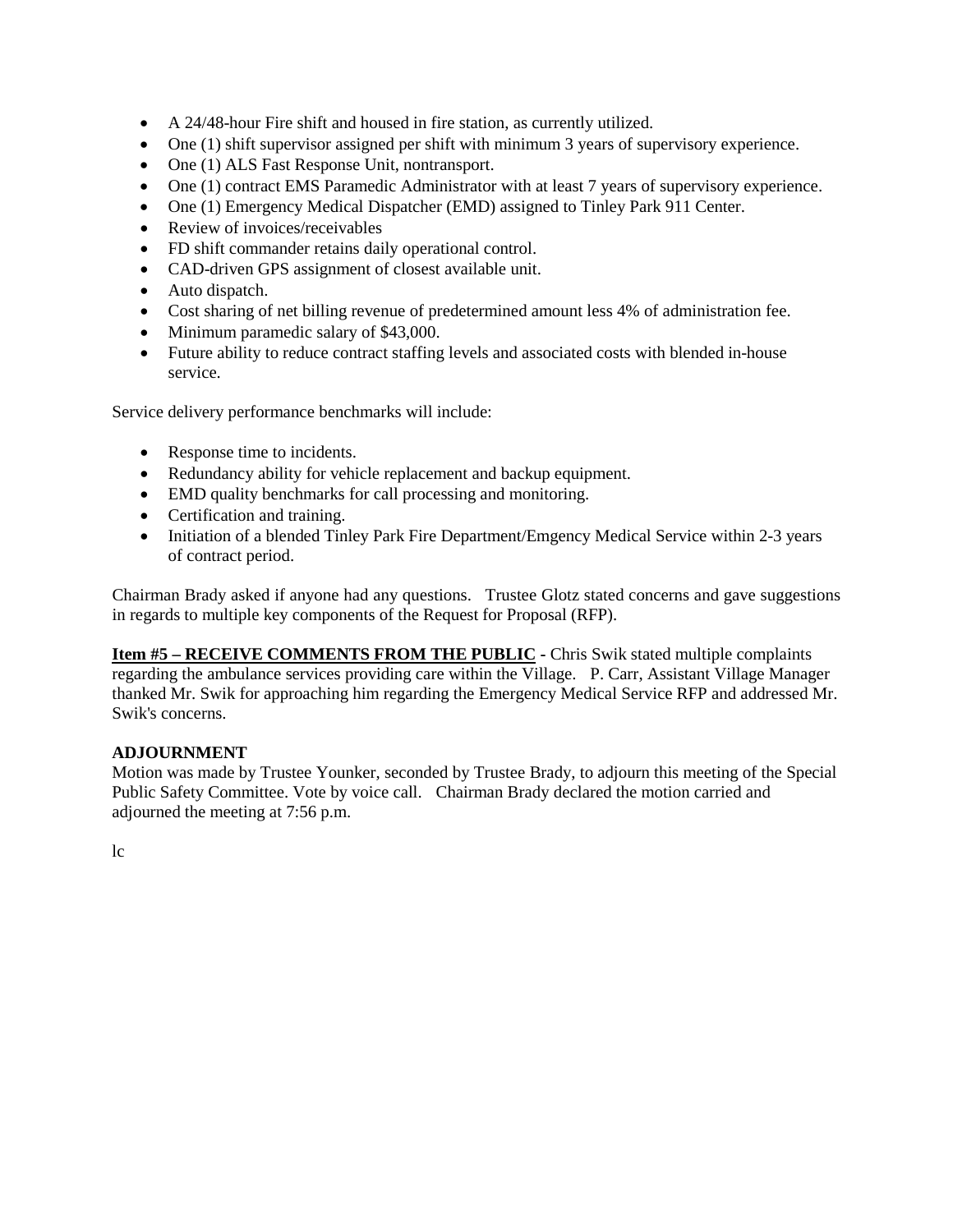- A 24/48-hour Fire shift and housed in fire station, as currently utilized.
- One (1) shift supervisor assigned per shift with minimum 3 years of supervisory experience.
- One (1) ALS Fast Response Unit, nontransport.
- One (1) contract EMS Paramedic Administrator with at least 7 years of supervisory experience.
- One (1) Emergency Medical Dispatcher (EMD) assigned to Tinley Park 911 Center.
- Review of invoices/receivables
- FD shift commander retains daily operational control.
- CAD-driven GPS assignment of closest available unit.
- Auto dispatch.
- Cost sharing of net billing revenue of predetermined amount less 4% of administration fee.
- Minimum paramedic salary of $43,000.
- Future ability to reduce contract staffing levels and associated costs with blended in-house service.

Service delivery performance benchmarks will include:

- Response time to incidents.
- Redundancy ability for vehicle replacement and backup equipment.
- EMD quality benchmarks for call processing and monitoring.
- Certification and training.
- Initiation of a blended Tinley Park Fire Department/Emgency Medical Service within 2-3 years of contract period.

Chairman Brady asked if anyone had any questions. Trustee Glotz stated concerns and gave suggestions in regards to multiple key components of the Request for Proposal (RFP).

**Item #5 – RECEIVE COMMENTS FROM THE PUBLIC** - Chris Swik stated multiple complaints regarding the ambulance services providing care within the Village. P. Carr, Assistant Village Manager thanked Mr. Swik for approaching him regarding the Emergency Medical Service RFP and addressed Mr. Swik's concerns.

**ADJOURNMENT**

Motion was made by Trustee Younker, seconded by Trustee Brady, to adjourn this meeting of the Special Public Safety Committee. Vote by voice call. Chairman Brady declared the motion carried and adjourned the meeting at 7:56 p.m.

lc